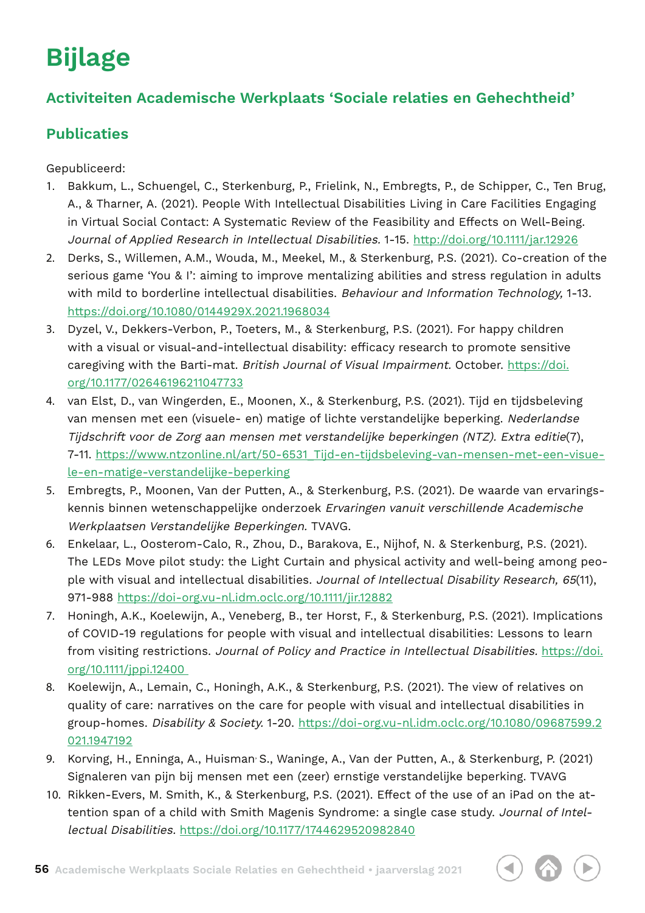# Bijlage

## Activiteiten Academische Werkplaats 'Sociale relaties en Gehechtheid'

## Publicaties

Gepubliceerd:

1. Bakkum, L., Schuengel, C., Sterkenburg, P., Frielink, N., Embregts, P., de Schipper, C., Ten Brug, A., & Tharner, A. (2021). People With Intellectual Disabilities Living in Care Facilities Engaging in Virtual Social Contact: A Systematic Review of the Feasibility and Effects on Well-Being. *Journal of Applied Research in Intellectual Disabilities.* 1-15. http://doi.org/10.1111/jar.12926
2. Derks, S., Willemen, A.M., Wouda, M., Meekel, M., & Sterkenburg, P.S. (2021). Co-creation of the serious game 'You & I': aiming to improve mentalizing abilities and stress regulation in adults with mild to borderline intellectual disabilities. *Behaviour and Information Technology,* 1-13. https://doi.org/10.1080/0144929X.2021.1968034
3. Dyzel, V., Dekkers-Verbon, P., Toeters, M., & Sterkenburg, P.S. (2021). For happy children with a visual or visual-and-intellectual disability: efficacy research to promote sensitive caregiving with the Barti-mat. *British Journal of Visual Impairment.* October. https://doi.org/10.1177/02646196211047733
4. van Elst, D., van Wingerden, E., Moonen, X., & Sterkenburg, P.S. (2021). Tijd en tijdsbeleving van mensen met een (visuele- en) matige of lichte verstandelijke beperking. *Nederlandse Tijdschrift voor de Zorg aan mensen met verstandelijke beperkingen (NTZ). Extra editie*(7), 7-11. https://www.ntzonline.nl/art/50-6531_Tijd-en-tijdsbeleving-van-mensen-met-een-visuele-en-matige-verstandelijke-beperking
5. Embregts, P., Moonen, Van der Putten, A., & Sterkenburg, P.S. (2021). De waarde van ervaringskennis binnen wetenschappelijke onderzoek *Ervaringen vanuit verschillende Academische Werkplaatsen Verstandelijke Beperkingen.* TVAVG.
6. Enkelaar, L., Oosterom-Calo, R., Zhou, D., Barakova, E., Nijhof, N. & Sterkenburg, P.S. (2021). The LEDs Move pilot study: the Light Curtain and physical activity and well-being among people with visual and intellectual disabilities. *Journal of Intellectual Disability Research, 65*(11), 971-988 https://doi-org.vu-nl.idm.oclc.org/10.1111/jir.12882
7. Honingh, A.K., Koelewijn, A., Veneberg, B., ter Horst, F., & Sterkenburg, P.S. (2021). Implications of COVID-19 regulations for people with visual and intellectual disabilities: Lessons to learn from visiting restrictions. *Journal of Policy and Practice in Intellectual Disabilities.* https://doi.org/10.1111/jppi.12400
8. Koelewijn, A., Lemain, C., Honingh, A.K., & Sterkenburg, P.S. (2021). The view of relatives on quality of care: narratives on the care for people with visual and intellectual disabilities in group-homes. *Disability & Society.* 1-20. https://doi-org.vu-nl.idm.oclc.org/10.1080/09687599.2021.1947192
9. Korving, H., Enninga, A., Huisman, S., Waninge, A., Van der Putten, A., & Sterkenburg, P. (2021) Signaleren van pijn bij mensen met een (zeer) ernstige verstandelijke beperking. TVAVG
10. Rikken-Evers, M. Smith, K., & Sterkenburg, P.S. (2021). Effect of the use of an iPad on the attention span of a child with Smith Magenis Syndrome: a single case study. *Journal of Intellectual Disabilities.* https://doi.org/10.1177/1744629520982840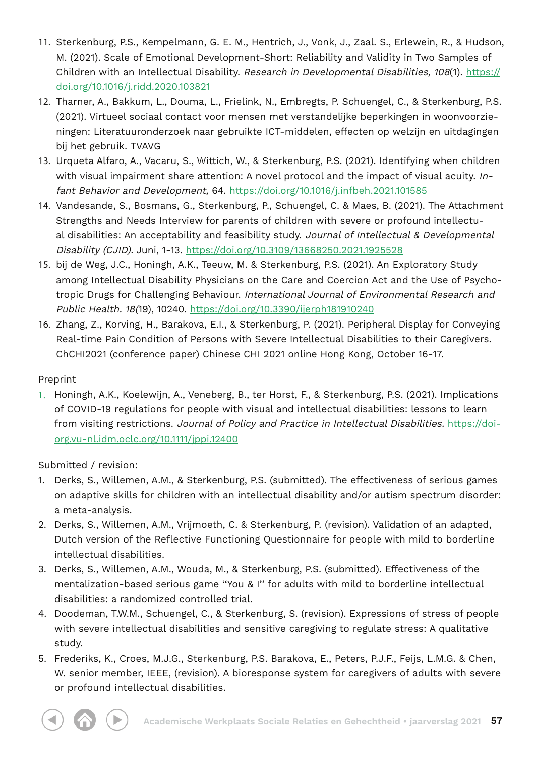11. Sterkenburg, P.S., Kempelmann, G. E. M., Hentrich, J., Vonk, J., Zaal. S., Erlewein, R., & Hudson, M. (2021). Scale of Emotional Development-Short: Reliability and Validity in Two Samples of Children with an Intellectual Disability. *Research in Developmental Disabilities, 108*(1). https://doi.org/10.1016/j.ridd.2020.103821
12. Tharner, A., Bakkum, L., Douma, L., Frielink, N., Embregts, P. Schuengel, C., & Sterkenburg, P.S. (2021). Virtueel sociaal contact voor mensen met verstandelijke beperkingen in woonvoorzieningen: Literatuuronderzoek naar gebruikte ICT-middelen, effecten op welzijn en uitdagingen bij het gebruik. TVAVG
13. Urqueta Alfaro, A., Vacaru, S., Wittich, W., & Sterkenburg, P.S. (2021). Identifying when children with visual impairment share attention: A novel protocol and the impact of visual acuity. *Infant Behavior and Development,* 64. https://doi.org/10.1016/j.infbeh.2021.101585
14. Vandesande, S., Bosmans, G., Sterkenburg, P., Schuengel, C. & Maes, B. (2021). The Attachment Strengths and Needs Interview for parents of children with severe or profound intellectual disabilities: An acceptability and feasibility study. *Journal of Intellectual & Developmental Disability (CJID).* Juni, 1-13. https://doi.org/10.3109/13668250.2021.1925528
15. bij de Weg, J.C., Honingh, A.K., Teeuw, M. & Sterkenburg, P.S. (2021). An Exploratory Study among Intellectual Disability Physicians on the Care and Coercion Act and the Use of Psychotropic Drugs for Challenging Behaviour. *International Journal of Environmental Research and Public Health. 18(*19), 10240. https://doi.org/10.3390/ijerph181910240
16. Zhang, Z., Korving, H., Barakova, E.I., & Sterkenburg, P. (2021). Peripheral Display for Conveying Real-time Pain Condition of Persons with Severe Intellectual Disabilities to their Caregivers. ChCHI2021 (conference paper) Chinese CHI 2021 online Hong Kong, October 16-17.

Preprint

1. Honingh, A.K., Koelewijn, A., Veneberg, B., ter Horst, F., & Sterkenburg, P.S. (2021). Implications of COVID-19 regulations for people with visual and intellectual disabilities: lessons to learn from visiting restrictions. *Journal of Policy and Practice in Intellectual Disabilities.* https://doi-org.vu-nl.idm.oclc.org/10.1111/jppi.12400

Submitted / revision:

1. Derks, S., Willemen, A.M., & Sterkenburg, P.S. (submitted). The effectiveness of serious games on adaptive skills for children with an intellectual disability and/or autism spectrum disorder: a meta-analysis.
2. Derks, S., Willemen, A.M., Vrijmoeth, C. & Sterkenburg, P. (revision). Validation of an adapted, Dutch version of the Reflective Functioning Questionnaire for people with mild to borderline intellectual disabilities.
3. Derks, S., Willemen, A.M., Wouda, M., & Sterkenburg, P.S. (submitted). Effectiveness of the mentalization-based serious game "You & I" for adults with mild to borderline intellectual disabilities: a randomized controlled trial.
4. Doodeman, T.W.M., Schuengel, C., & Sterkenburg, S. (revision). Expressions of stress of people with severe intellectual disabilities and sensitive caregiving to regulate stress: A qualitative study.
5. Frederiks, K., Croes, M.J.G., Sterkenburg, P.S. Barakova, E., Peters, P.J.F., Feijs, L.M.G. & Chen, W. senior member, IEEE, (revision). A bioresponse system for caregivers of adults with severe or profound intellectual disabilities.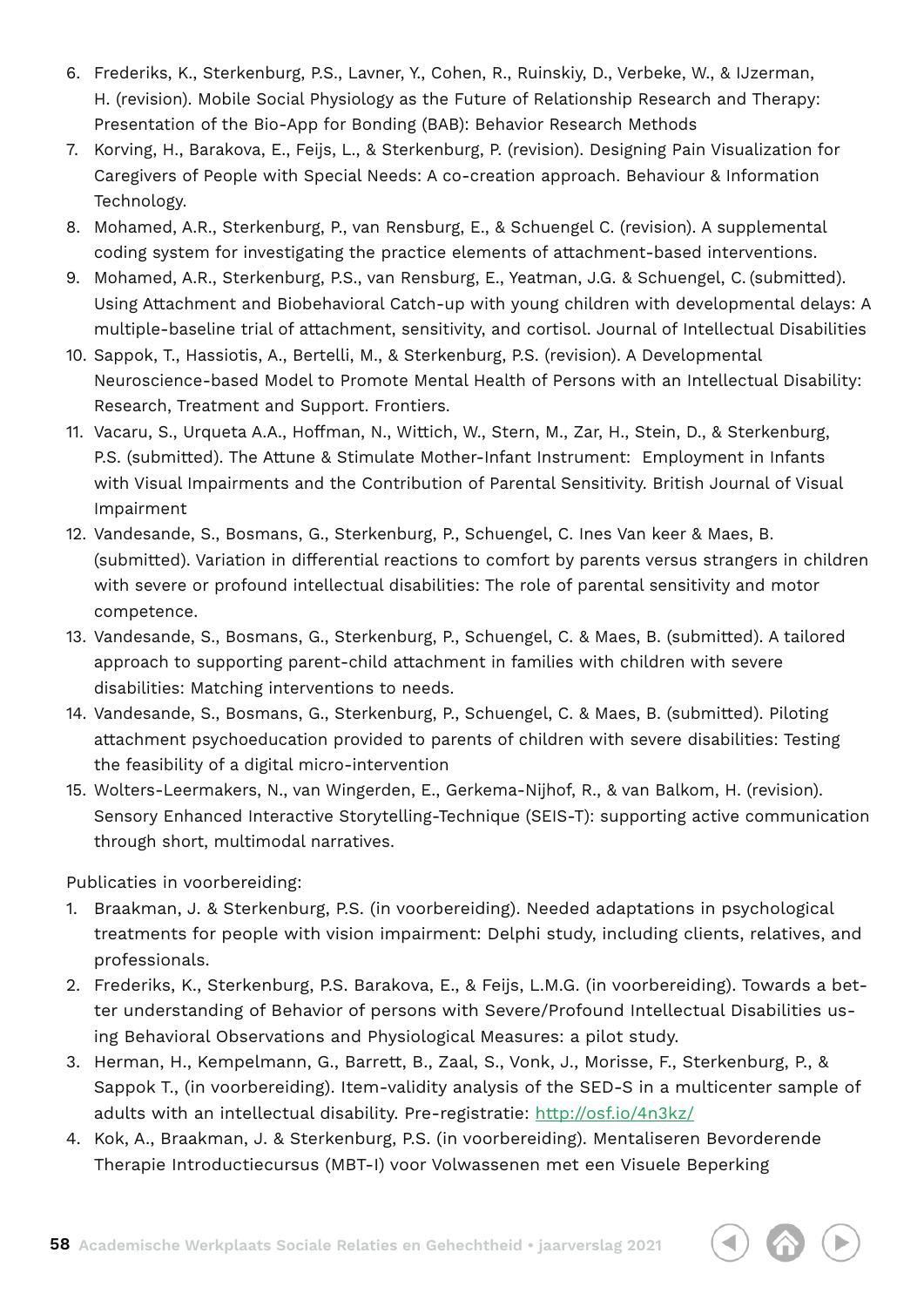6. Frederiks, K., Sterkenburg, P.S., Lavner, Y., Cohen, R., Ruinskiy, D., Verbeke, W., & IJzerman, H. (revision). Mobile Social Physiology as the Future of Relationship Research and Therapy: Presentation of the Bio-App for Bonding (BAB): Behavior Research Methods
7. Korving, H., Barakova, E., Feijs, L., & Sterkenburg, P. (revision). Designing Pain Visualization for Caregivers of People with Special Needs: A co-creation approach. Behaviour & Information Technology.
8. Mohamed, A.R., Sterkenburg, P., van Rensburg, E., & Schuengel C. (revision). A supplemental coding system for investigating the practice elements of attachment-based interventions.
9. Mohamed, A.R., Sterkenburg, P.S., van Rensburg, E., Yeatman, J.G. & Schuengel, C. (submitted). Using Attachment and Biobehavioral Catch-up with young children with developmental delays: A multiple-baseline trial of attachment, sensitivity, and cortisol. Journal of Intellectual Disabilities
10. Sappok, T., Hassiotis, A., Bertelli, M., & Sterkenburg, P.S. (revision). A Developmental Neuroscience-based Model to Promote Mental Health of Persons with an Intellectual Disability: Research, Treatment and Support. Frontiers.
11. Vacaru, S., Urqueta A.A., Hoffman, N., Wittich, W., Stern, M., Zar, H., Stein, D., & Sterkenburg, P.S. (submitted). The Attune & Stimulate Mother-Infant Instrument: Employment in Infants with Visual Impairments and the Contribution of Parental Sensitivity. British Journal of Visual Impairment
12. Vandesande, S., Bosmans, G., Sterkenburg, P., Schuengel, C. Ines Van keer & Maes, B. (submitted). Variation in differential reactions to comfort by parents versus strangers in children with severe or profound intellectual disabilities: The role of parental sensitivity and motor competence.
13. Vandesande, S., Bosmans, G., Sterkenburg, P., Schuengel, C. & Maes, B. (submitted). A tailored approach to supporting parent-child attachment in families with children with severe disabilities: Matching interventions to needs.
14. Vandesande, S., Bosmans, G., Sterkenburg, P., Schuengel, C. & Maes, B. (submitted). Piloting attachment psychoeducation provided to parents of children with severe disabilities: Testing the feasibility of a digital micro-intervention
15. Wolters-Leermakers, N., van Wingerden, E., Gerkema-Nijhof, R., & van Balkom, H. (revision). Sensory Enhanced Interactive Storytelling-Technique (SEIS-T): supporting active communication through short, multimodal narratives.

Publicaties in voorbereiding:

1. Braakman, J. & Sterkenburg, P.S. (in voorbereiding). Needed adaptations in psychological treatments for people with vision impairment: Delphi study, including clients, relatives, and professionals.
2. Frederiks, K., Sterkenburg, P.S. Barakova, E., & Feijs, L.M.G. (in voorbereiding). Towards a better understanding of Behavior of persons with Severe/Profound Intellectual Disabilities using Behavioral Observations and Physiological Measures: a pilot study.
3. Herman, H., Kempelmann, G., Barrett, B., Zaal, S., Vonk, J., Morisse, F., Sterkenburg, P., & Sappok T., (in voorbereiding). Item-validity analysis of the SED-S in a multicenter sample of adults with an intellectual disability. Pre-registratie: http://osf.io/4n3kz/
4. Kok, A., Braakman, J. & Sterkenburg, P.S. (in voorbereiding). Mentaliseren Bevorderende Therapie Introductiecursus (MBT-I) voor Volwassenen met een Visuele Beperking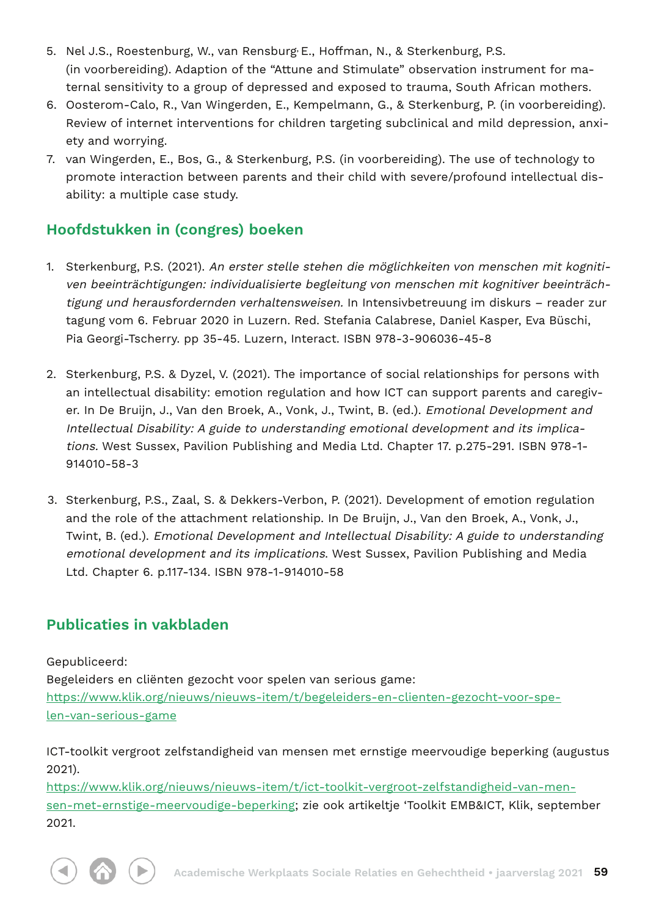5. Nel J.S., Roestenburg, W., van Rensburg, E., Hoffman, N., & Sterkenburg, P.S. (in voorbereiding). Adaption of the “Attune and Stimulate” observation instrument for maternal sensitivity to a group of depressed and exposed to trauma, South African mothers.
6. Oosterom-Calo, R., Van Wingerden, E., Kempelmann, G., & Sterkenburg, P. (in voorbereiding). Review of internet interventions for children targeting subclinical and mild depression, anxiety and worrying.
7. van Wingerden, E., Bos, G., & Sterkenburg, P.S. (in voorbereiding). The use of technology to promote interaction between parents and their child with severe/profound intellectual disability: a multiple case study.

## Hoofdstukken in (congres) boeken

1. Sterkenburg, P.S. (2021). *An erster stelle stehen die möglichkeiten von menschen mit kognitiven beeinträchtigungen: individualisierte begleitung von menschen mit kognitiver beeinträchtigung und herausfordernden verhaltensweisen.* In Intensivbetreuung im diskurs – reader zur tagung vom 6. Februar 2020 in Luzern. Red. Stefania Calabrese, Daniel Kasper, Eva Büschi, Pia Georgi-Tscherry. pp 35-45. Luzern, Interact. ISBN 978-3-906036-45-8

2. Sterkenburg, P.S. & Dyzel, V. (2021). The importance of social relationships for persons with an intellectual disability: emotion regulation and how ICT can support parents and caregiver. In De Bruijn, J., Van den Broek, A., Vonk, J., Twint, B. (ed.). *Emotional Development and Intellectual Disability: A guide to understanding emotional development and its implications.* West Sussex, Pavilion Publishing and Media Ltd. Chapter 17. p.275-291. ISBN 978-1-914010-58-3

3. Sterkenburg, P.S., Zaal, S. & Dekkers-Verbon, P. (2021). Development of emotion regulation and the role of the attachment relationship. In De Bruijn, J., Van den Broek, A., Vonk, J., Twint, B. (ed.). *Emotional Development and Intellectual Disability: A guide to understanding emotional development and its implications*. West Sussex, Pavilion Publishing and Media Ltd. Chapter 6. p.117-134. ISBN 978-1-914010-58

## Publicaties in vakbladen

Gepubliceerd:
Begeleiders en cliënten gezocht voor spelen van serious game:
https://www.klik.org/nieuws/nieuws-item/t/begeleiders-en-clienten-gezocht-voor-spelen-van-serious-game

ICT-toolkit vergroot zelfstandigheid van mensen met ernstige meervoudige beperking (augustus 2021).
https://www.klik.org/nieuws/nieuws-item/t/ict-toolkit-vergroot-zelfstandigheid-van-mensen-met-ernstige-meervoudige-beperking; zie ook artikeltje ‘Toolkit EMB&ICT, Klik, september 2021.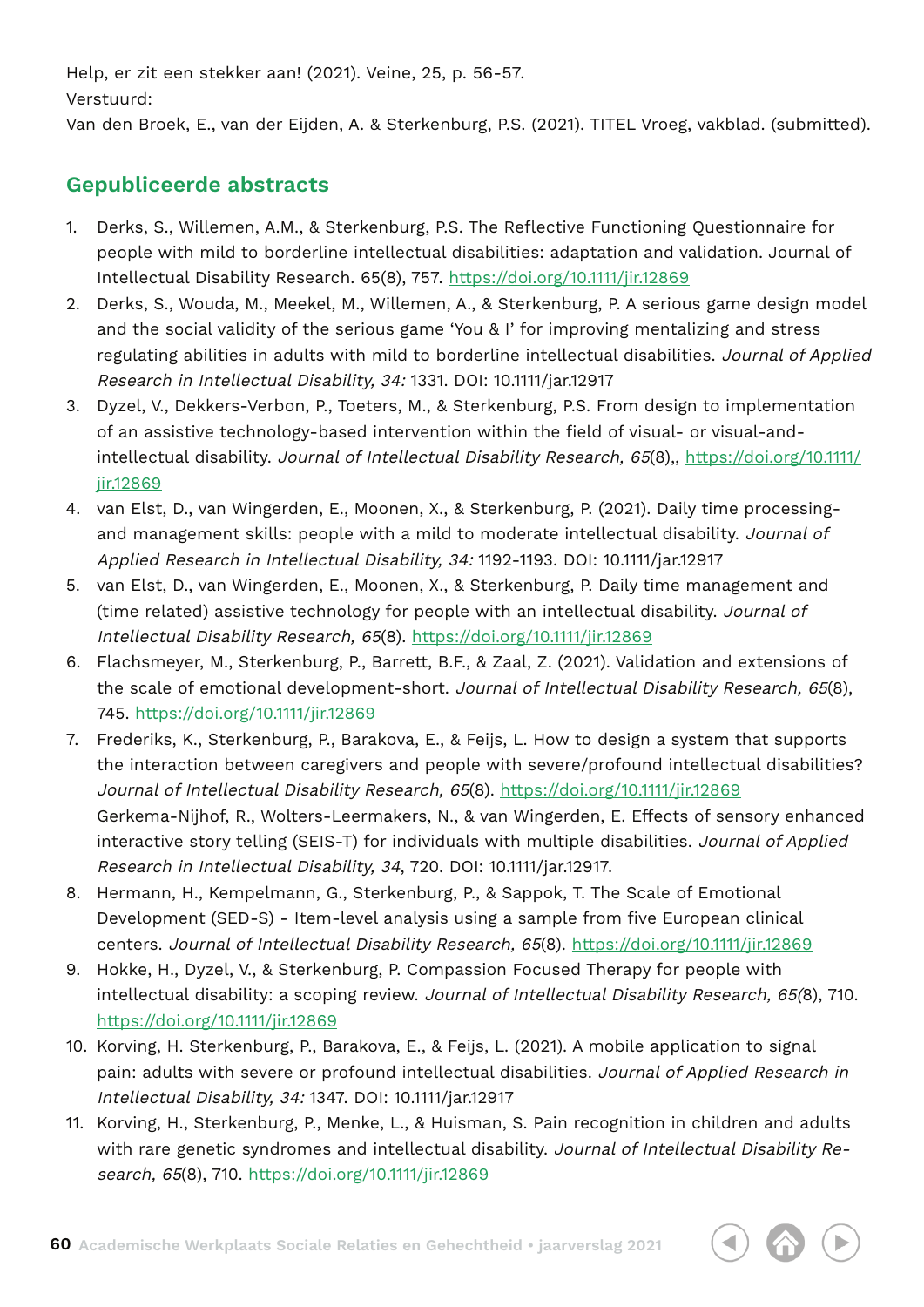Help, er zit een stekker aan! (2021). Veine, 25, p. 56-57.
Verstuurd:
Van den Broek, E., van der Eijden, A. & Sterkenburg, P.S. (2021). TITEL Vroeg, vakblad. (submitted).

## Gepubliceerde abstracts

1. Derks, S., Willemen, A.M., & Sterkenburg, P.S. The Reflective Functioning Questionnaire for people with mild to borderline intellectual disabilities: adaptation and validation. Journal of Intellectual Disability Research. 65(8), 757. https://doi.org/10.1111/jir.12869
2. Derks, S., Wouda, M., Meekel, M., Willemen, A., & Sterkenburg, P. A serious game design model and the social validity of the serious game 'You & I' for improving mentalizing and stress regulating abilities in adults with mild to borderline intellectual disabilities. *Journal of Applied Research in Intellectual Disability, 34:* 1331. DOI: 10.1111/jar.12917
3. Dyzel, V., Dekkers-Verbon, P., Toeters, M., & Sterkenburg, P.S. From design to implementation of an assistive technology-based intervention within the field of visual- or visual-and-intellectual disability. *Journal of Intellectual Disability Research, 65*(8),, https://doi.org/10.1111/jir.12869
4. van Elst, D., van Wingerden, E., Moonen, X., & Sterkenburg, P. (2021). Daily time processing- and management skills: people with a mild to moderate intellectual disability. *Journal of Applied Research in Intellectual Disability, 34:* 1192-1193. DOI: 10.1111/jar.12917
5. van Elst, D., van Wingerden, E., Moonen, X., & Sterkenburg, P. Daily time management and (time related) assistive technology for people with an intellectual disability. *Journal of Intellectual Disability Research, 65*(8). https://doi.org/10.1111/jir.12869
6. Flachsmeyer, M., Sterkenburg, P., Barrett, B.F., & Zaal, Z. (2021). Validation and extensions of the scale of emotional development-short. *Journal of Intellectual Disability Research, 65*(8), 745. https://doi.org/10.1111/jir.12869
7. Frederiks, K., Sterkenburg, P., Barakova, E., & Feijs, L. How to design a system that supports the interaction between caregivers and people with severe/profound intellectual disabilities? *Journal of Intellectual Disability Research, 65*(8). https://doi.org/10.1111/jir.12869
   Gerkema-Nijhof, R., Wolters-Leermakers, N., & van Wingerden, E. Effects of sensory enhanced interactive story telling (SEIS-T) for individuals with multiple disabilities. *Journal of Applied Research in Intellectual Disability, 34*, 720. DOI: 10.1111/jar.12917.
8. Hermann, H., Kempelmann, G., Sterkenburg, P., & Sappok, T. The Scale of Emotional Development (SED-S) - Item-level analysis using a sample from five European clinical centers. *Journal of Intellectual Disability Research, 65*(8). https://doi.org/10.1111/jir.12869
9. Hokke, H., Dyzel, V., & Sterkenburg, P. Compassion Focused Therapy for people with intellectual disability: a scoping review. *Journal of Intellectual Disability Research, 65(*8), 710. https://doi.org/10.1111/jir.12869
10. Korving, H. Sterkenburg, P., Barakova, E., & Feijs, L. (2021). A mobile application to signal pain: adults with severe or profound intellectual disabilities. *Journal of Applied Research in Intellectual Disability, 34:* 1347. DOI: 10.1111/jar.12917
11. Korving, H., Sterkenburg, P., Menke, L., & Huisman, S. Pain recognition in children and adults with rare genetic syndromes and intellectual disability. *Journal of Intellectual Disability Research, 65*(8), 710. https://doi.org/10.1111/jir.12869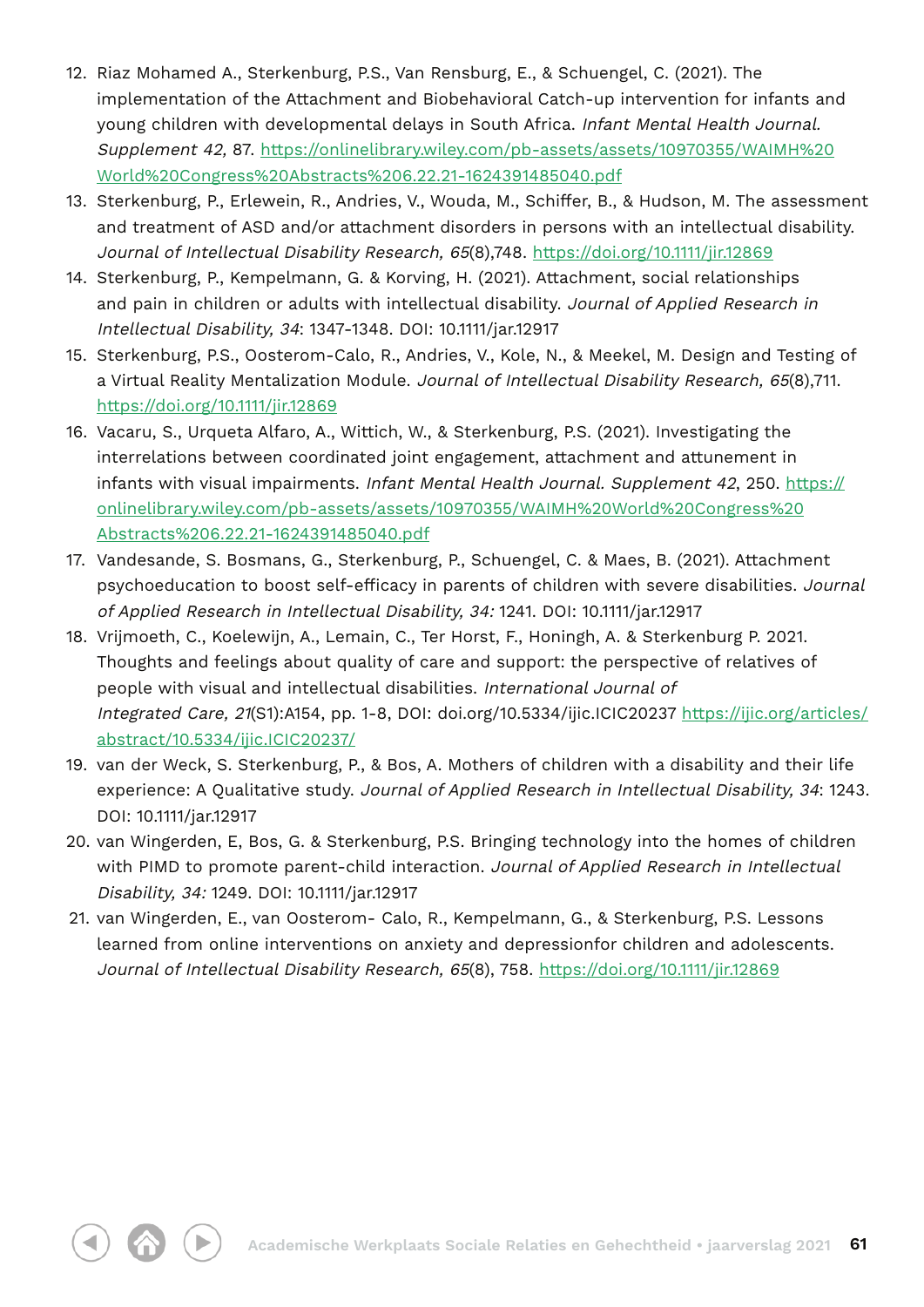12. Riaz Mohamed A., Sterkenburg, P.S., Van Rensburg, E., & Schuengel, C. (2021). The implementation of the Attachment and Biobehavioral Catch-up intervention for infants and young children with developmental delays in South Africa. *Infant Mental Health Journal. Supplement 42,* 87. https://onlinelibrary.wiley.com/pb-assets/assets/10970355/WAIMH%20World%20Congress%20Abstracts%206.22.21-1624391485040.pdf
13. Sterkenburg, P., Erlewein, R., Andries, V., Wouda, M., Schiffer, B., & Hudson, M. The assessment and treatment of ASD and/or attachment disorders in persons with an intellectual disability. *Journal of Intellectual Disability Research, 65*(8),748. https://doi.org/10.1111/jir.12869
14. Sterkenburg, P., Kempelmann, G. & Korving, H. (2021). Attachment, social relationships and pain in children or adults with intellectual disability. *Journal of Applied Research in Intellectual Disability, 34*: 1347-1348. DOI: 10.1111/jar.12917
15. Sterkenburg, P.S., Oosterom-Calo, R., Andries, V., Kole, N., & Meekel, M. Design and Testing of a Virtual Reality Mentalization Module. *Journal of Intellectual Disability Research, 65*(8),711. https://doi.org/10.1111/jir.12869
16. Vacaru, S., Urqueta Alfaro, A., Wittich, W., & Sterkenburg, P.S. (2021). Investigating the interrelations between coordinated joint engagement, attachment and attunement in infants with visual impairments. *Infant Mental Health Journal. Supplement 42*, 250. https://onlinelibrary.wiley.com/pb-assets/assets/10970355/WAIMH%20World%20Congress%20Abstracts%206.22.21-1624391485040.pdf
17. Vandesande, S. Bosmans, G., Sterkenburg, P., Schuengel, C. & Maes, B. (2021). Attachment psychoeducation to boost self-efficacy in parents of children with severe disabilities. *Journal of Applied Research in Intellectual Disability, 34:* 1241. DOI: 10.1111/jar.12917
18. Vrijmoeth, C., Koelewijn, A., Lemain, C., Ter Horst, F., Honingh, A. & Sterkenburg P. 2021. Thoughts and feelings about quality of care and support: the perspective of relatives of people with visual and intellectual disabilities. *International Journal of Integrated Care, 21*(S1):A154, pp. 1-8, DOI: doi.org/10.5334/ijic.ICIC20237 https://ijic.org/articles/abstract/10.5334/ijic.ICIC20237/
19. van der Weck, S. Sterkenburg, P., & Bos, A. Mothers of children with a disability and their life experience: A Qualitative study. *Journal of Applied Research in Intellectual Disability, 34*: 1243. DOI: 10.1111/jar.12917
20. van Wingerden, E, Bos, G. & Sterkenburg, P.S. Bringing technology into the homes of children with PIMD to promote parent-child interaction. *Journal of Applied Research in Intellectual Disability, 34:* 1249. DOI: 10.1111/jar.12917
21. van Wingerden, E., van Oosterom- Calo, R., Kempelmann, G., & Sterkenburg, P.S. Lessons learned from online interventions on anxiety and depressionfor children and adolescents. *Journal of Intellectual Disability Research, 65*(8), 758. https://doi.org/10.1111/jir.12869